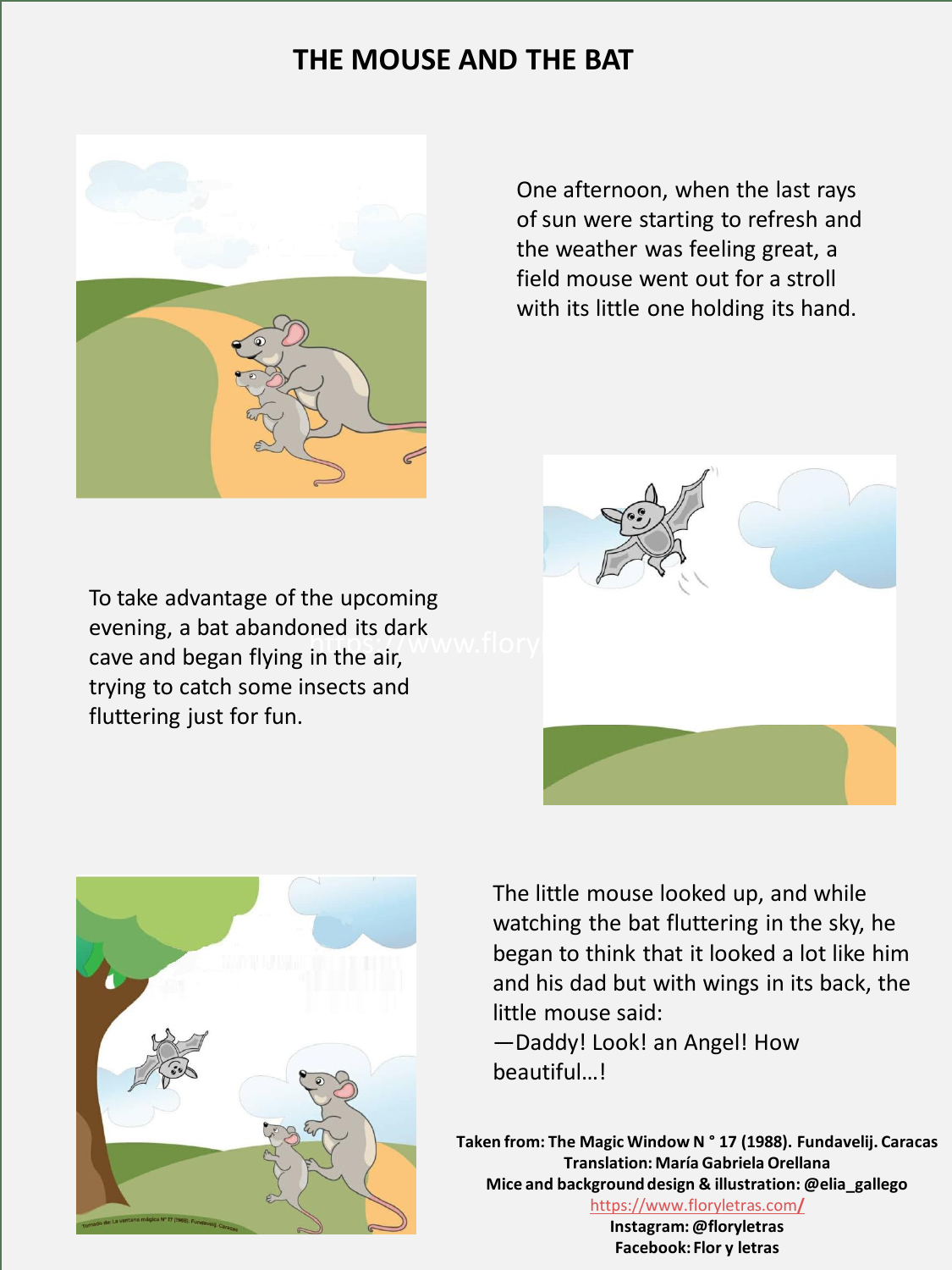# THE MOUSE AND THE BAT

One afternoon, when the last rays of sun were starting to refresh and the weather was feeling great, a field mouse went out for a stroll with its little one holding its hand.

To take advantage of the upcoming evening, a bat abandoned its dark cave and began flying in the air, trying to catch some insects and fluttering just for fun.

The little mouse looked up, and while watching the bat fluttering in the sky, he began to think that it looked a lot like him and his dad but with wings in its back, the little mouse said:

—Daddy! Look! an Angel! How beautiful…!

**Taken from: The Magic Window N ° 17 (1988). Fundavelij. Caracas**
**Translation: María Gabriela Orellana**
**Mice and background design & illustration: @elia_gallego**
https://www.floryletras.com/
**Instagram: @floryletras**
**Facebook: Flor y letras**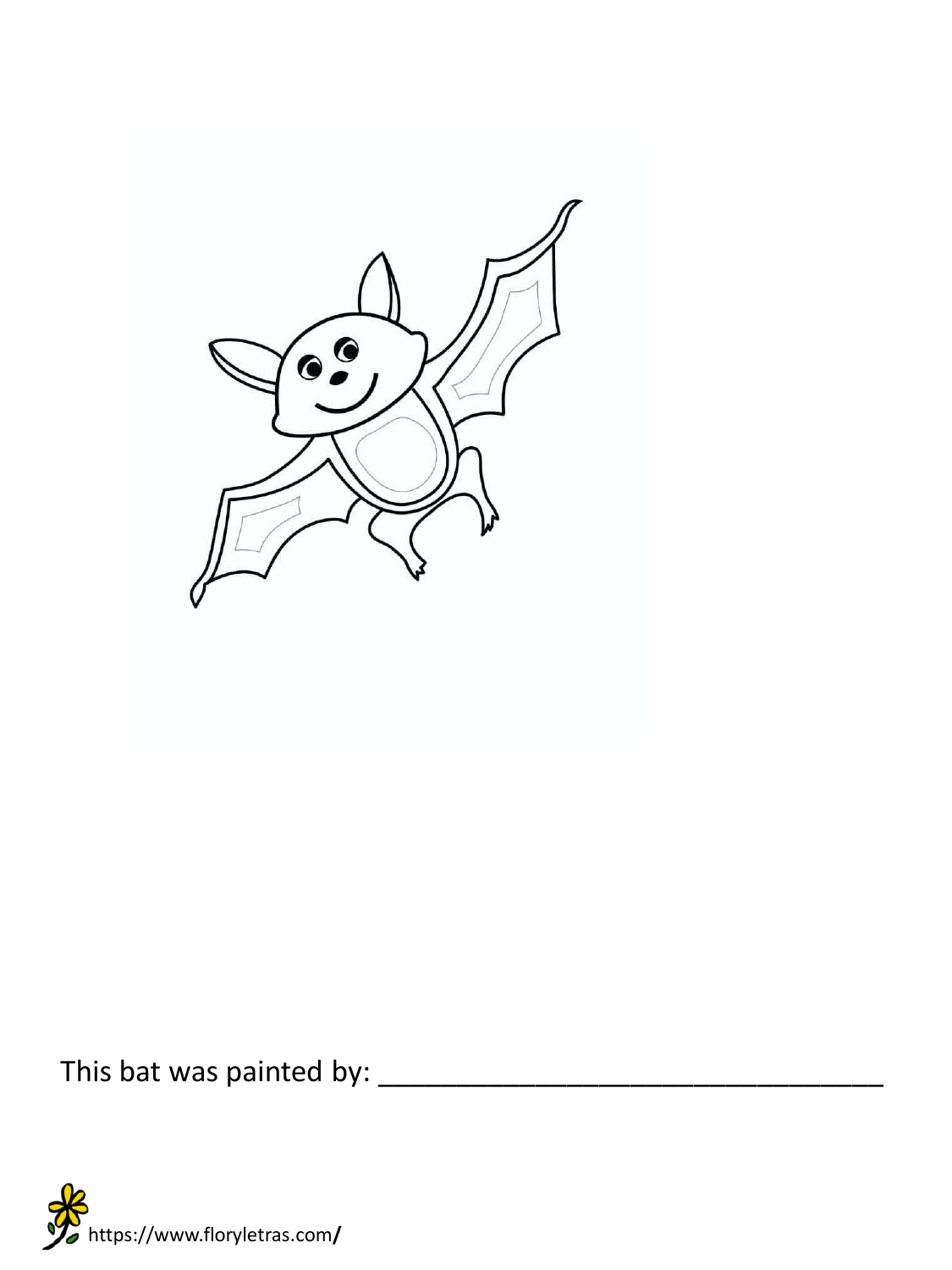This bat was painted by: ___________________________________

https://www.floryletras.com/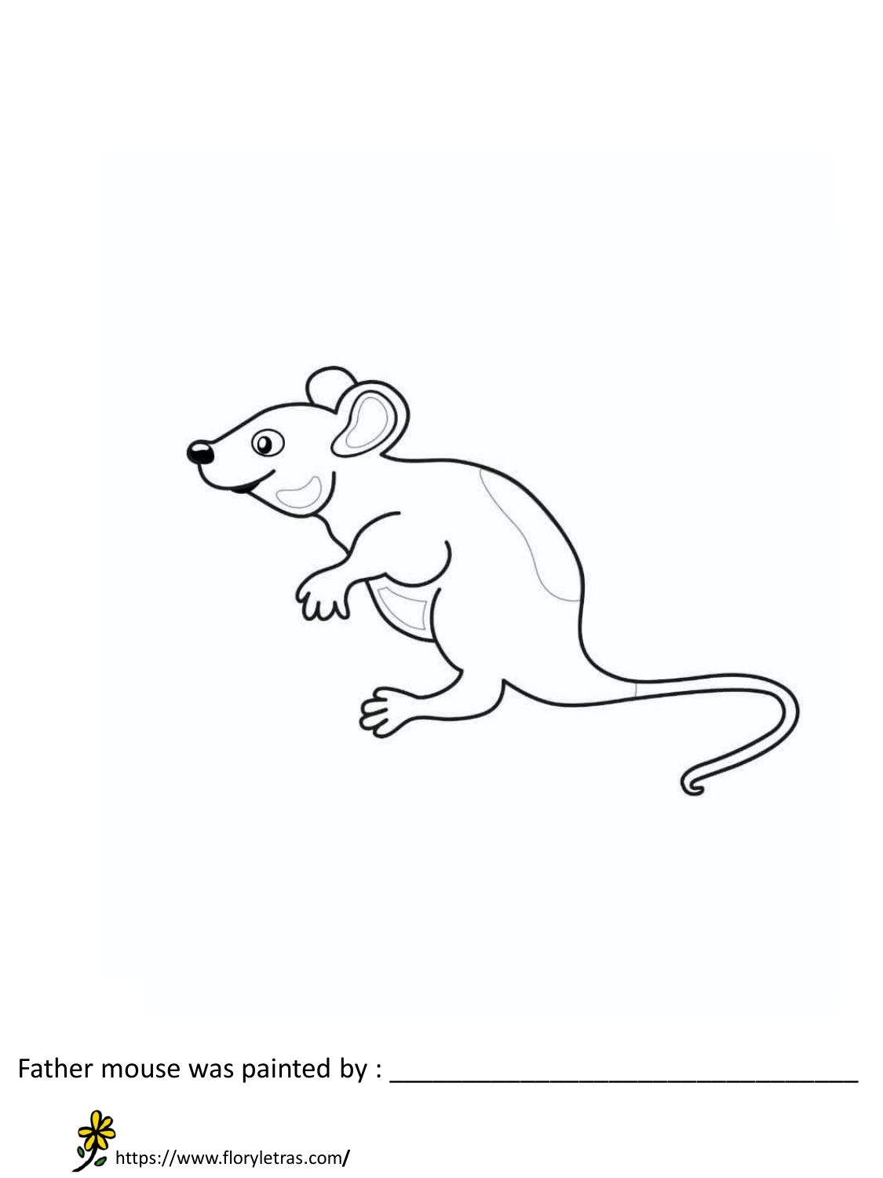Father mouse was painted by : ________________________________

https://www.floryletras.com/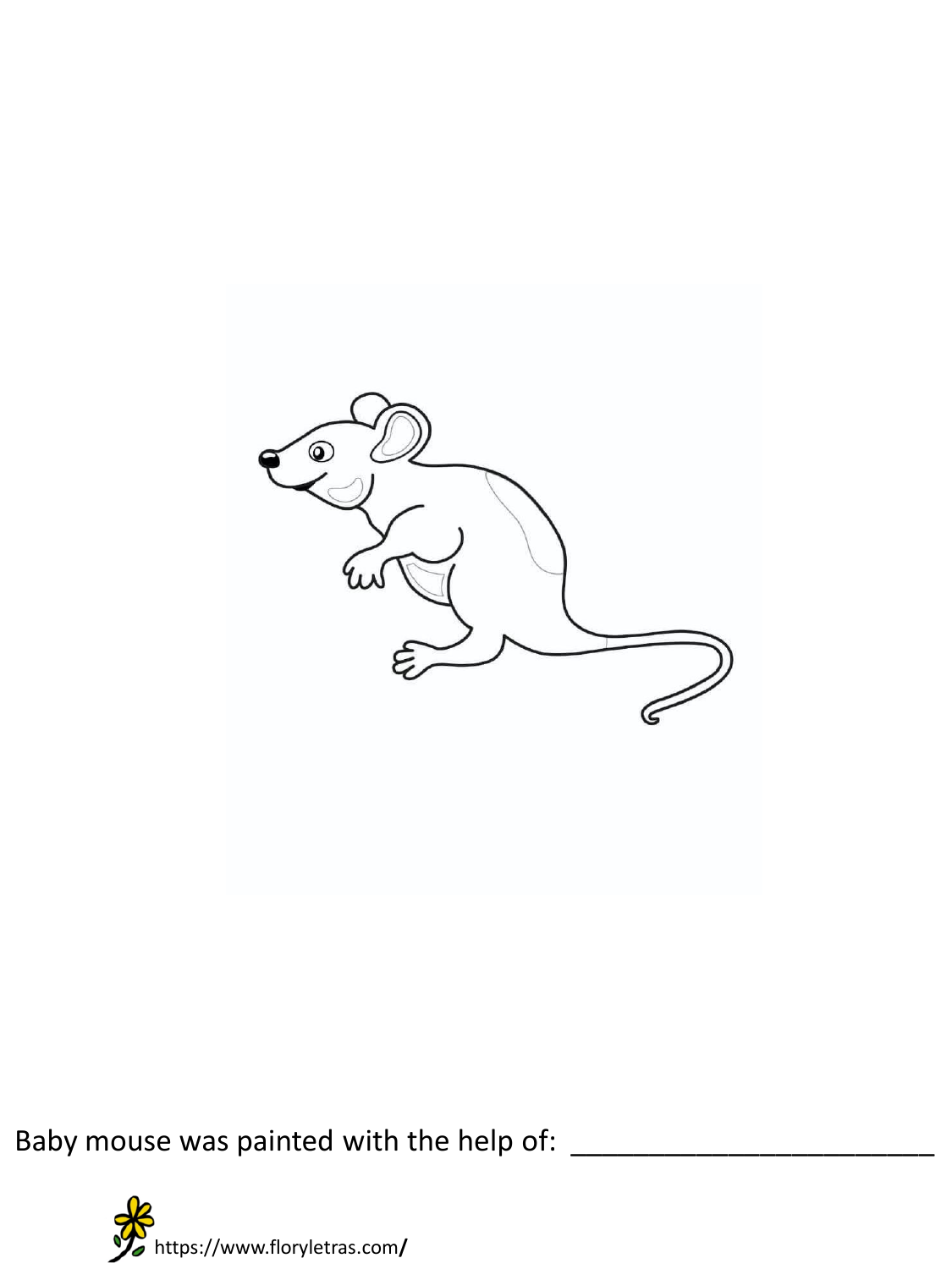Baby mouse was painted with the help of: _______________________

https://www.floryletras.com/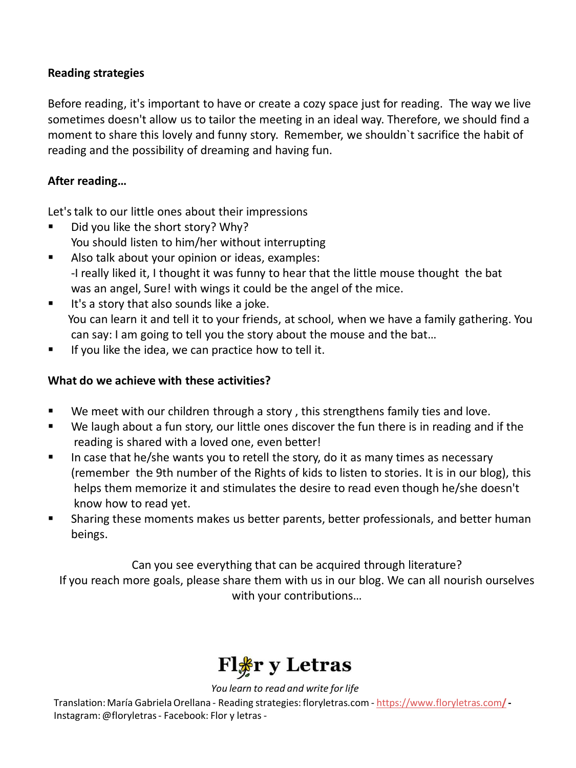**Reading strategies**

Before reading, it's important to have or create a cozy space just for reading. The way we live sometimes doesn't allow us to tailor the meeting in an ideal way. Therefore, we should find a moment to share this lovely and funny story. Remember, we shouldn`t sacrifice the habit of reading and the possibility of dreaming and having fun.

**After reading…**

Let's talk to our little ones about their impressions

- Did you like the short story? Why?
  You should listen to him/her without interrupting
- Also talk about your opinion or ideas, examples:
  -I really liked it, I thought it was funny to hear that the little mouse thought the bat was an angel, Sure! with wings it could be the angel of the mice.
- It's a story that also sounds like a joke.
  You can learn it and tell it to your friends, at school, when we have a family gathering. You can say: I am going to tell you the story about the mouse and the bat…
- If you like the idea, we can practice how to tell it.

**What do we achieve with these activities?**

- We meet with our children through a story , this strengthens family ties and love.
- We laugh about a fun story, our little ones discover the fun there is in reading and if the reading is shared with a loved one, even better!
- In case that he/she wants you to retell the story, do it as many times as necessary (remember the 9th number of the Rights of kids to listen to stories. It is in our blog), this helps them memorize it and stimulates the desire to read even though he/she doesn't know how to read yet.
- Sharing these moments makes us better parents, better professionals, and better human beings.

Can you see everything that can be acquired through literature?
If you reach more goals, please share them with us in our blog. We can all nourish ourselves with your contributions…

**Flor y Letras**

*You learn to read and write for life*

Translation: María Gabriela Orellana - Reading strategies: floryletras.com - https://www.floryletras.com/ - Instagram: @floryletras - Facebook: Flor y letras -